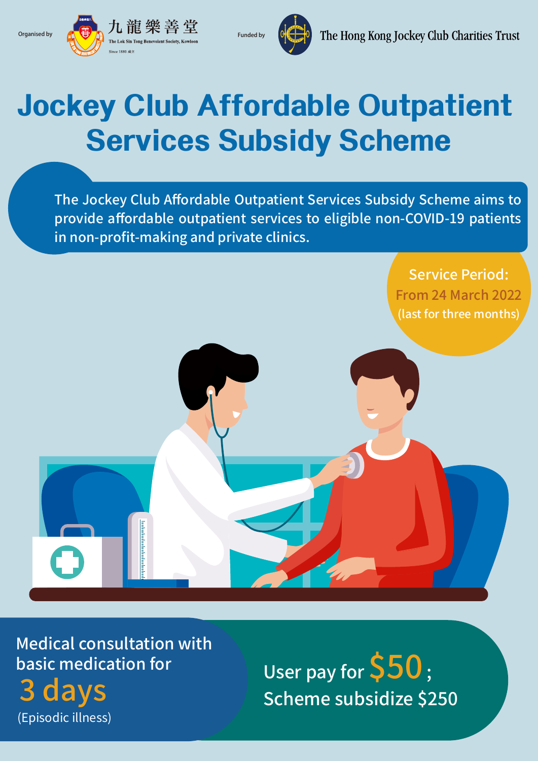Organised by 九龍樂善堂 The Lok Sin Tong Benevolent Society, Kowloon Since 1880

Funded by The Hong Kong Jockey Club Charities Trust

# Jockey Club Affordable Outpatient Services Subsidy Scheme

The Jockey Club Affordable Outpatient Services Subsidy Scheme aims to provide affordable outpatient services to eligible non-COVID-19 patients in non-profit-making and private clinics.

Service Period:
From 24 March 2022
(last for three months)

Medical consultation with basic medication for
**3 days**
(Episodic illness)

User pay for **$50**;
Scheme subsidize $250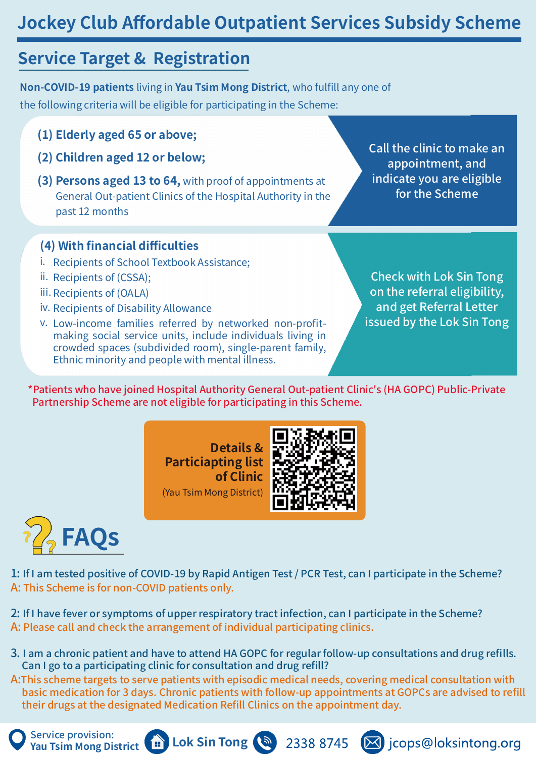# Jockey Club Affordable Outpatient Services Subsidy Scheme

## Service Target & Registration

**Non-COVID-19 patients** living in **Yau Tsim Mong District**, who fulfill any one of the following criteria will be eligible for participating in the Scheme:

**(1) Elderly aged 65 or above;**

**(2) Children aged 12 or below;**

**(3) Persons aged 13 to 64,** with proof of appointments at General Out-patient Clinics of the Hospital Authority in the past 12 months

Call the clinic to make an appointment, and indicate you are eligible for the Scheme

**(4) With financial difficulties**

i. Recipients of School Textbook Assistance;
ii. Recipients of (CSSA);
iii. Recipients of (OALA)
iv. Recipients of Disability Allowance
v. Low-income families referred by networked non-profit-making social service units, include individuals living in crowded spaces (subdivided room), single-parent family, Ethnic minority and people with mental illness.

Check with Lok Sin Tong on the referral eligibility, and get Referral Letter issued by the Lok Sin Tong

*Patients who have joined Hospital Authority General Out-patient Clinic's (HA GOPC) Public-Private Partnership Scheme are not eligible for participating in this Scheme.

**Details & Particiapting list of Clinic**
(Yau Tsim Mong District)

## FAQs

1: If I am tested positive of COVID-19 by Rapid Antigen Test / PCR Test, can I participate in the Scheme?
A: This Scheme is for non-COVID patients only.

2: If I have fever or symptoms of upper respiratory tract infection, can I participate in the Scheme?
A: Please call and check the arrangement of individual participating clinics.

3. I am a chronic patient and have to attend HA GOPC for regular follow-up consultations and drug refills. Can I go to a participating clinic for consultation and drug refill?
A: This scheme targets to serve patients with episodic medical needs, covering medical consultation with basic medication for 3 days. Chronic patients with follow-up appointments at GOPCs are advised to refill their drugs at the designated Medication Refill Clinics on the appointment day.

Service provision: Yau Tsim Mong District | Lok Sin Tong | 2338 8745 | jcops@loksintong.org